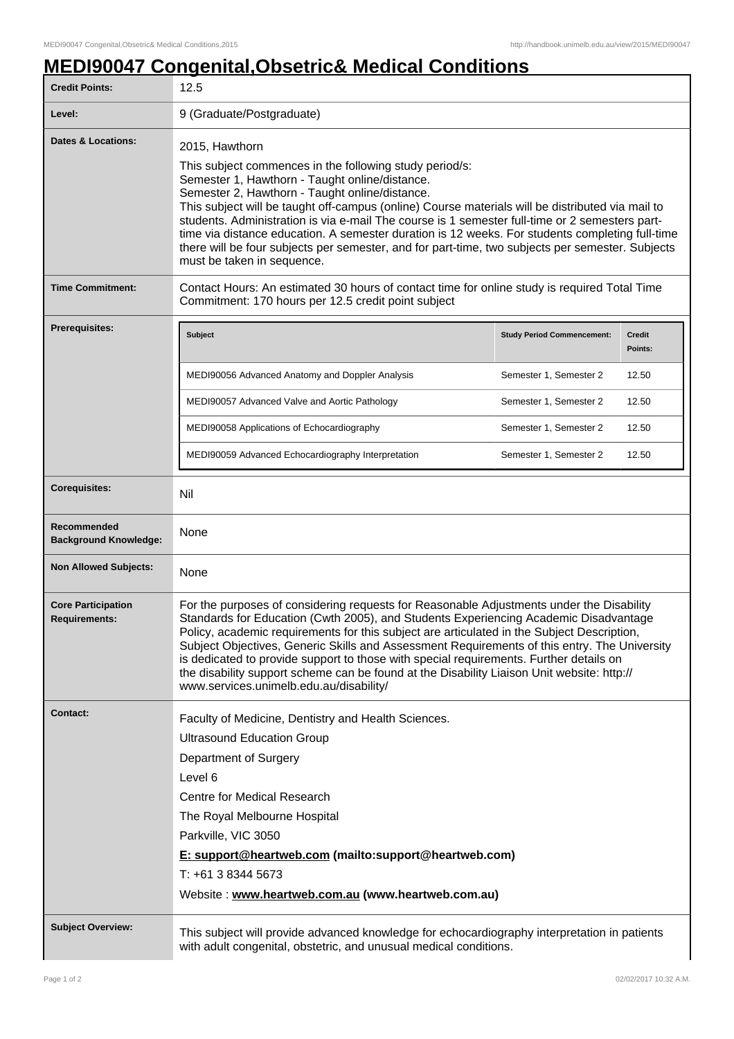# MEDI90047 Congenital,Obsetric& Medical Conditions

| | |
|---|---|
| **Credit Points:** | 12.5 |
| **Level:** | 9 (Graduate/Postgraduate) |
| **Dates & Locations:** | 2015, Hawthorn<br><br>This subject commences in the following study period/s:<br>Semester 1, Hawthorn - Taught online/distance.<br>Semester 2, Hawthorn - Taught online/distance.<br>This subject will be taught off-campus (online) Course materials will be distributed via mail to students. Administration is via e-mail The course is 1 semester full-time or 2 semesters part-time via distance education. A semester duration is 12 weeks. For students completing full-time there will be four subjects per semester, and for part-time, two subjects per semester. Subjects must be taken in sequence. |
| **Time Commitment:** | Contact Hours: An estimated 30 hours of contact time for online study is required Total Time Commitment: 170 hours per 12.5 credit point subject |
| **Prerequisites:** | See table below |
| **Corequisites:** | Nil |
| **Recommended Background Knowledge:** | None |
| **Non Allowed Subjects:** | None |
| **Core Participation Requirements:** | For the purposes of considering requests for Reasonable Adjustments under the Disability Standards for Education (Cwth 2005), and Students Experiencing Academic Disadvantage Policy, academic requirements for this subject are articulated in the Subject Description, Subject Objectives, Generic Skills and Assessment Requirements of this entry. The University is dedicated to provide support to those with special requirements. Further details on the disability support scheme can be found at the Disability Liaison Unit website: http://www.services.unimelb.edu.au/disability/ |
| **Contact:** | Faculty of Medicine, Dentistry and Health Sciences.<br>Ultrasound Education Group<br>Department of Surgery<br>Level 6<br>Centre for Medical Research<br>The Royal Melbourne Hospital<br>Parkville, VIC 3050<br>**E: support@heartweb.com (mailto:support@heartweb.com)**<br>T: +61 3 8344 5673<br>Website : **www.heartweb.com.au (www.heartweb.com.au)** |
| **Subject Overview:** | This subject will provide advanced knowledge for echocardiography interpretation in patients with adult congenital, obstetric, and unusual medical conditions. |

**Prerequisites:**

| Subject | Study Period Commencement: | Credit Points: |
|---|---|---|
| MEDI90056 Advanced Anatomy and Doppler Analysis | Semester 1, Semester 2 | 12.50 |
| MEDI90057 Advanced Valve and Aortic Pathology | Semester 1, Semester 2 | 12.50 |
| MEDI90058 Applications of Echocardiography | Semester 1, Semester 2 | 12.50 |
| MEDI90059 Advanced Echocardiography Interpretation | Semester 1, Semester 2 | 12.50 |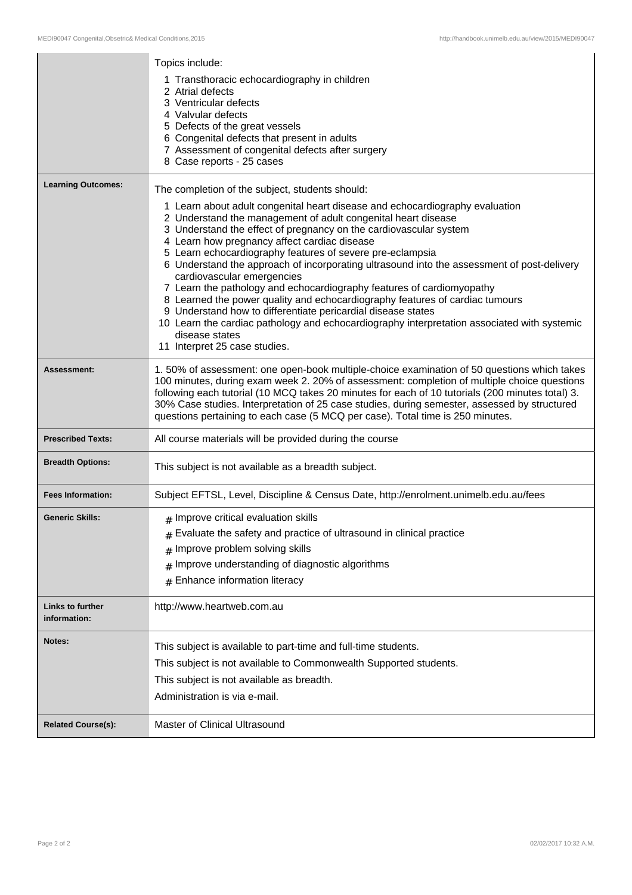| | |
|---|---|
| | Topics include:<br><br>1 Transthoracic echocardiography in children<br>2 Atrial defects<br>3 Ventricular defects<br>4 Valvular defects<br>5 Defects of the great vessels<br>6 Congenital defects that present in adults<br>7 Assessment of congenital defects after surgery<br>8 Case reports - 25 cases |
| **Learning Outcomes:** | The completion of the subject, students should:<br><br>1 Learn about adult congenital heart disease and echocardiography evaluation<br>2 Understand the management of adult congenital heart disease<br>3 Understand the effect of pregnancy on the cardiovascular system<br>4 Learn how pregnancy affect cardiac disease<br>5 Learn echocardiography features of severe pre-eclampsia<br>6 Understand the approach of incorporating ultrasound into the assessment of post-delivery cardiovascular emergencies<br>7 Learn the pathology and echocardiography features of cardiomyopathy<br>8 Learned the power quality and echocardiography features of cardiac tumours<br>9 Understand how to differentiate pericardial disease states<br>10 Learn the cardiac pathology and echocardiography interpretation associated with systemic disease states<br>11 Interpret 25 case studies. |
| **Assessment:** | 1. 50% of assessment: one open-book multiple-choice examination of 50 questions which takes 100 minutes, during exam week 2. 20% of assessment: completion of multiple choice questions following each tutorial (10 MCQ takes 20 minutes for each of 10 tutorials (200 minutes total) 3. 30% Case studies. Interpretation of 25 case studies, during semester, assessed by structured questions pertaining to each case (5 MCQ per case). Total time is 250 minutes. |
| **Prescribed Texts:** | All course materials will be provided during the course |
| **Breadth Options:** | This subject is not available as a breadth subject. |
| **Fees Information:** | Subject EFTSL, Level, Discipline & Census Date, http://enrolment.unimelb.edu.au/fees |
| **Generic Skills:** | # Improve critical evaluation skills<br># Evaluate the safety and practice of ultrasound in clinical practice<br># Improve problem solving skills<br># Improve understanding of diagnostic algorithms<br># Enhance information literacy |
| **Links to further information:** | http://www.heartweb.com.au |
| **Notes:** | This subject is available to part-time and full-time students.<br>This subject is not available to Commonwealth Supported students.<br>This subject is not available as breadth.<br>Administration is via e-mail. |
| **Related Course(s):** | Master of Clinical Ultrasound |